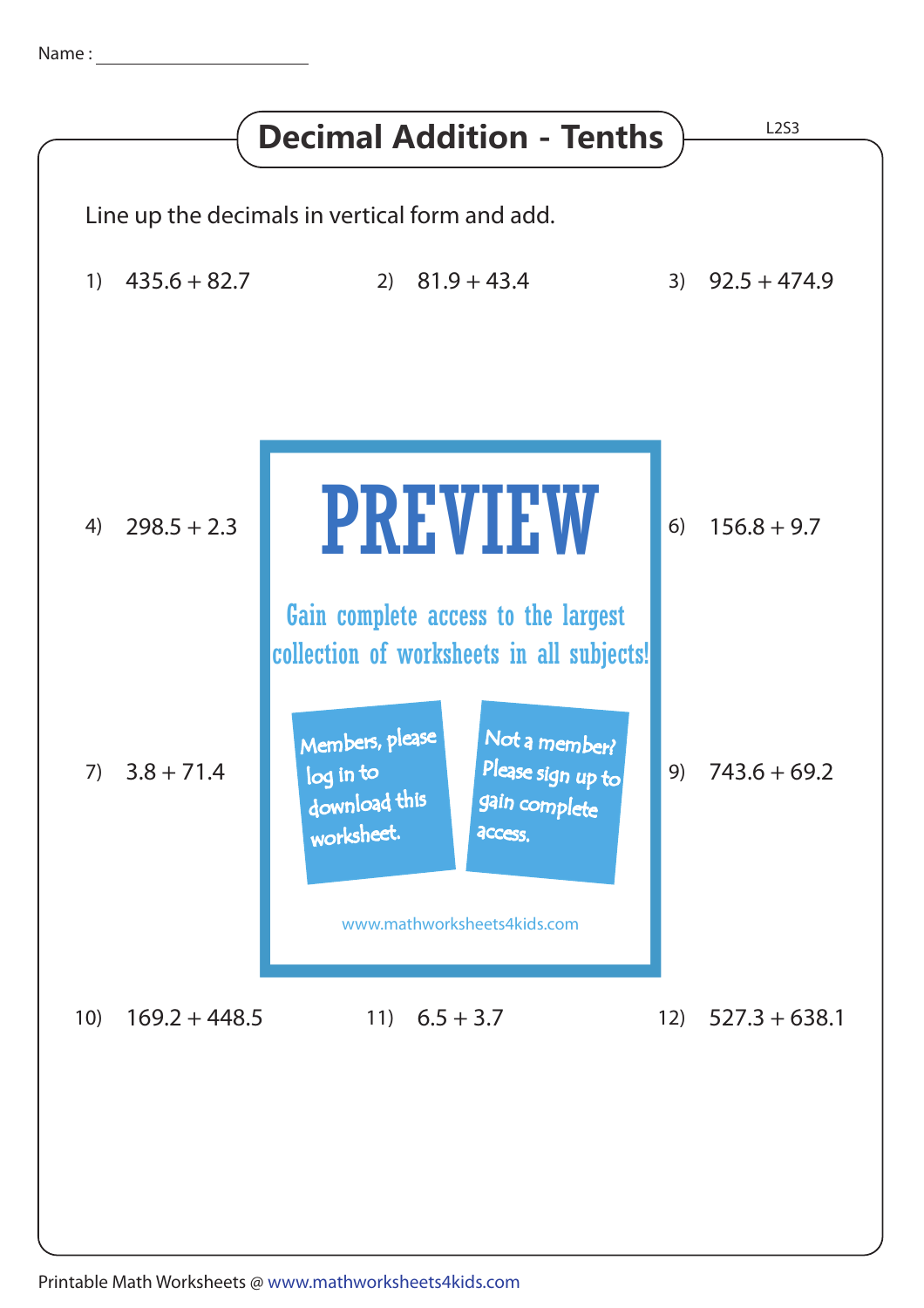Name : ____________________

# Decimal Addition - Tenths

L2S3

Line up the decimals in vertical form and add.

1) $435.6 + 82.7$

2) $81.9 + 43.4$

3) $92.5 + 474.9$

4) $298.5 + 2.3$

6) $156.8 + 9.7$

7) $3.8 + 71.4$

9) $743.6 + 69.2$

10) $169.2 + 448.5$

11) $6.5 + 3.7$

12) $527.3 + 638.1$

PREVIEW

Gain complete access to the largest collection of worksheets in all subjects!

Members, please log in to download this worksheet.

Not a member? Please sign up to gain complete access.

www.mathworksheets4kids.com

Printable Math Worksheets @ www.mathworksheets4kids.com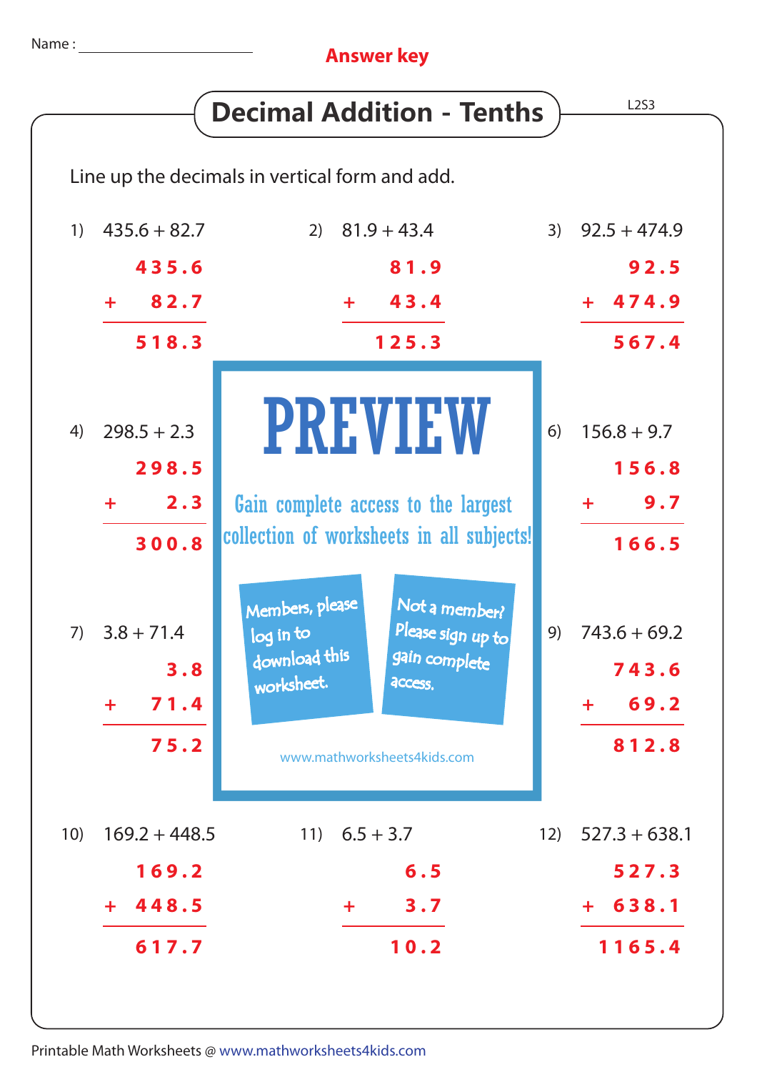Name :

**Answer key**

# Decimal Addition - Tenths

L2S3

Line up the decimals in vertical form and add.

1) 435.6 + 82.7

```
  435.6
+  82.7
-------
  518.3
```

2) 81.9 + 43.4

```
   81.9
+  43.4
-------
  125.3
```

3) 92.5 + 474.9

```
   92.5
+ 474.9
-------
  567.4
```

4) 298.5 + 2.3

```
  298.5
+   2.3
-------
  300.8
```

6) 156.8 + 9.7

```
  156.8
+   9.7
-------
  166.5
```

7) 3.8 + 71.4

```
    3.8
+  71.4
-------
   75.2
```

9) 743.6 + 69.2

```
  743.6
+  69.2
-------
  812.8
```

10) 169.2 + 448.5

```
  169.2
+ 448.5
-------
  617.7
```

11) 6.5 + 3.7

```
    6.5
+   3.7
-------
   10.2
```

12) 527.3 + 638.1

```
   527.3
+  638.1
--------
  1165.4
```

PREVIEW

Gain complete access to the largest collection of worksheets in all subjects!

Members, please log in to download this worksheet.

Not a member? Please sign up to gain complete access.

www.mathworksheets4kids.com

Printable Math Worksheets @ www.mathworksheets4kids.com